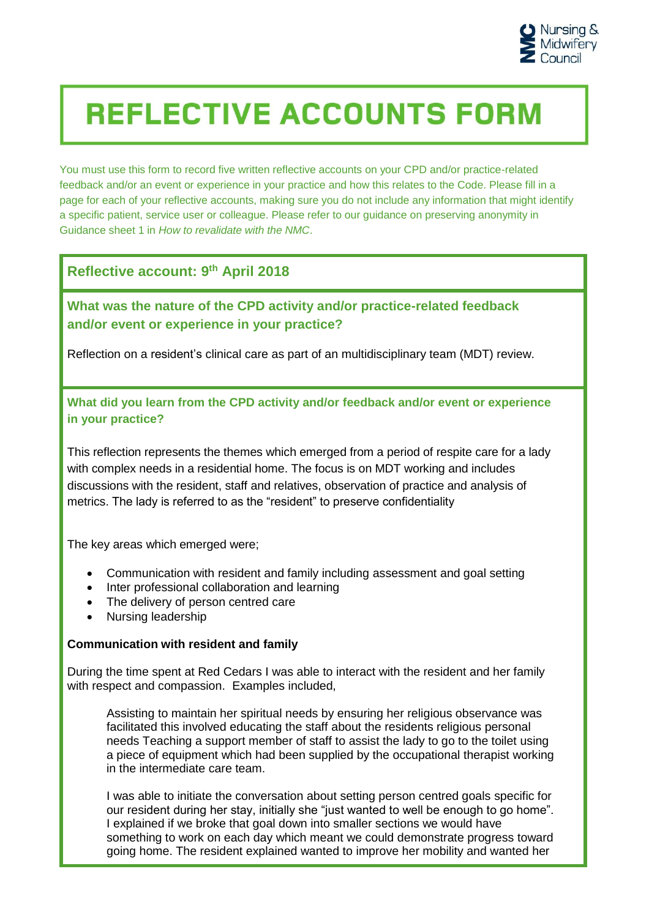# REFLECTIVE ACCOUNTS FORM

You must use this form to record five written reflective accounts on your CPD and/or practice-related feedback and/or an event or experience in your practice and how this relates to the Code. Please fill in a page for each of your reflective accounts, making sure you do not include any information that might identify a specific patient, service user or colleague. Please refer to our guidance on preserving anonymity in Guidance sheet 1 in *How to revalidate with the NMC*.

## Reflective account: 9th April 2018

### What was the nature of the CPD activity and/or practice-related feedback and/or event or experience in your practice?

Reflection on a resident's clinical care as part of an multidisciplinary team (MDT) review.

### What did you learn from the CPD activity and/or feedback and/or event or experience in your practice?

This reflection represents the themes which emerged from a period of respite care for a lady with complex needs in a residential home. The focus is on MDT working and includes discussions with the resident, staff and relatives, observation of practice and analysis of metrics. The lady is referred to as the "resident" to preserve confidentiality

The key areas which emerged were;

- Communication with resident and family including assessment and goal setting
- Inter professional collaboration and learning
- The delivery of person centred care
- Nursing leadership

**Communication with resident and family**

During the time spent at Red Cedars I was able to interact with the resident and her family with respect and compassion. Examples included,

Assisting to maintain her spiritual needs by ensuring her religious observance was facilitated this involved educating the staff about the residents religious personal needs Teaching a support member of staff to assist the lady to go to the toilet using a piece of equipment which had been supplied by the occupational therapist working in the intermediate care team.

I was able to initiate the conversation about setting person centred goals specific for our resident during her stay, initially she "just wanted to well be enough to go home". I explained if we broke that goal down into smaller sections we would have something to work on each day which meant we could demonstrate progress toward going home. The resident explained wanted to improve her mobility and wanted her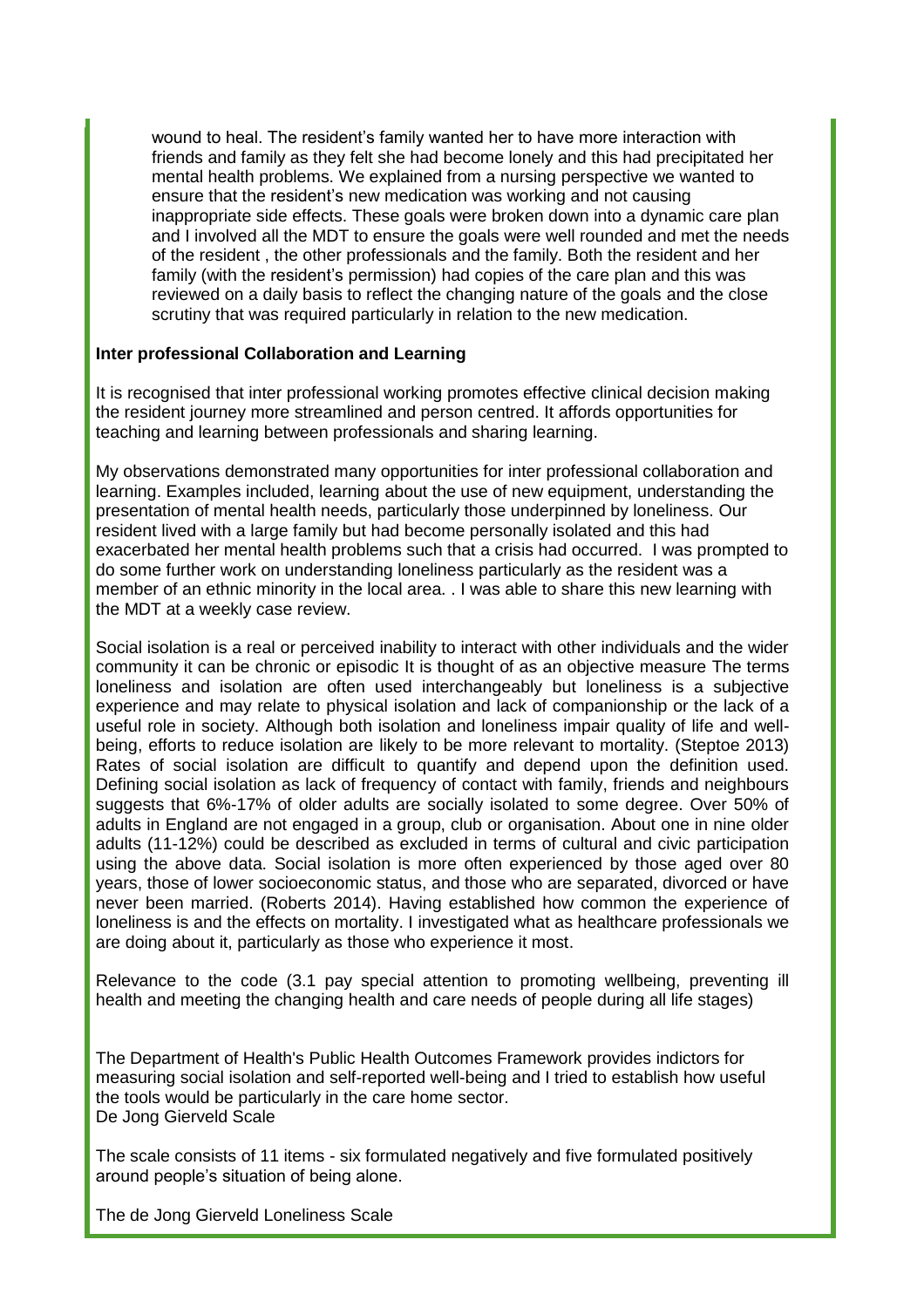wound to heal. The resident's family wanted her to have more interaction with friends and family as they felt she had become lonely and this had precipitated her mental health problems. We explained from a nursing perspective we wanted to ensure that the resident's new medication was working and not causing inappropriate side effects. These goals were broken down into a dynamic care plan and I involved all the MDT to ensure the goals were well rounded and met the needs of the resident , the other professionals and the family. Both the resident and her family (with the resident's permission) had copies of the care plan and this was reviewed on a daily basis to reflect the changing nature of the goals and the close scrutiny that was required particularly in relation to the new medication.

**Inter professional Collaboration and Learning**

It is recognised that inter professional working promotes effective clinical decision making the resident journey more streamlined and person centred. It affords opportunities for teaching and learning between professionals and sharing learning.

My observations demonstrated many opportunities for inter professional collaboration and learning. Examples included, learning about the use of new equipment, understanding the presentation of mental health needs, particularly those underpinned by loneliness. Our resident lived with a large family but had become personally isolated and this had exacerbated her mental health problems such that a crisis had occurred. I was prompted to do some further work on understanding loneliness particularly as the resident was a member of an ethnic minority in the local area. . I was able to share this new learning with the MDT at a weekly case review.

Social isolation is a real or perceived inability to interact with other individuals and the wider community it can be chronic or episodic It is thought of as an objective measure The terms loneliness and isolation are often used interchangeably but loneliness is a subjective experience and may relate to physical isolation and lack of companionship or the lack of a useful role in society. Although both isolation and loneliness impair quality of life and well-being, efforts to reduce isolation are likely to be more relevant to mortality. (Steptoe 2013) Rates of social isolation are difficult to quantify and depend upon the definition used. Defining social isolation as lack of frequency of contact with family, friends and neighbours suggests that 6%-17% of older adults are socially isolated to some degree. Over 50% of adults in England are not engaged in a group, club or organisation. About one in nine older adults (11-12%) could be described as excluded in terms of cultural and civic participation using the above data. Social isolation is more often experienced by those aged over 80 years, those of lower socioeconomic status, and those who are separated, divorced or have never been married. (Roberts 2014). Having established how common the experience of loneliness is and the effects on mortality. I investigated what as healthcare professionals we are doing about it, particularly as those who experience it most.

Relevance to the code (3.1 pay special attention to promoting wellbeing, preventing ill health and meeting the changing health and care needs of people during all life stages)

The Department of Health's Public Health Outcomes Framework provides indictors for measuring social isolation and self-reported well-being and I tried to establish how useful the tools would be particularly in the care home sector.
De Jong Gierveld Scale

The scale consists of 11 items - six formulated negatively and five formulated positively around people's situation of being alone.

The de Jong Gierveld Loneliness Scale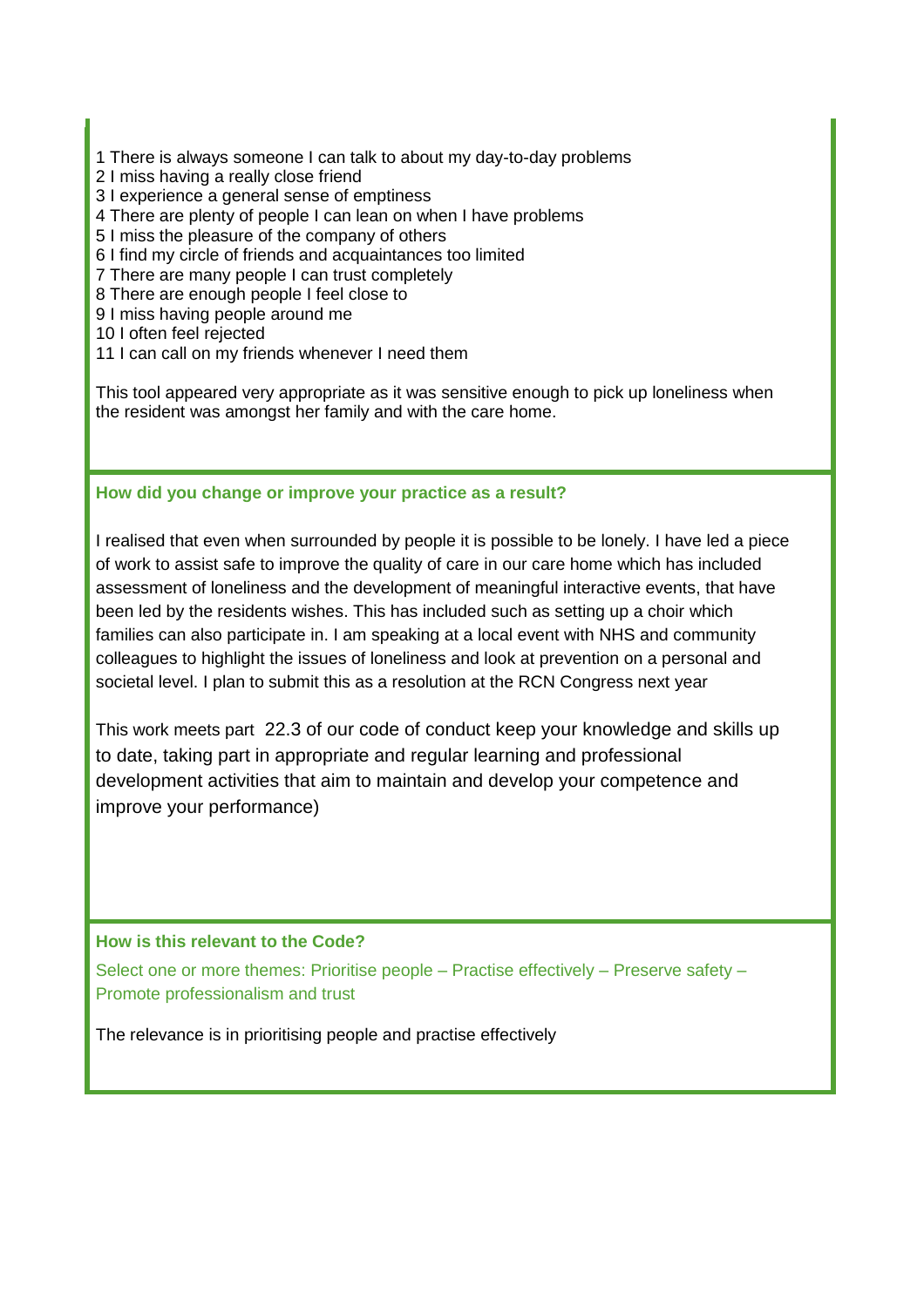1 There is always someone I can talk to about my day-to-day problems
2 I miss having a really close friend
3 I experience a general sense of emptiness
4 There are plenty of people I can lean on when I have problems
5 I miss the pleasure of the company of others
6 I find my circle of friends and acquaintances too limited
7 There are many people I can trust completely
8 There are enough people I feel close to
9 I miss having people around me
10 I often feel rejected
11 I can call on my friends whenever I need them

This tool appeared very appropriate as it was sensitive enough to pick up loneliness when the resident was amongst her family and with the care home.

**How did you change or improve your practice as a result?**

I realised that even when surrounded by people it is possible to be lonely. I have led a piece of work to assist safe to improve the quality of care in our care home which has included assessment of loneliness and the development of meaningful interactive events, that have been led by the residents wishes. This has included such as setting up a choir which families can also participate in. I am speaking at a local event with NHS and community colleagues to highlight the issues of loneliness and look at prevention on a personal and societal level. I plan to submit this as a resolution at the RCN Congress next year

This work meets part 22.3 of our code of conduct keep your knowledge and skills up to date, taking part in appropriate and regular learning and professional development activities that aim to maintain and develop your competence and improve your performance)

**How is this relevant to the Code?**

Select one or more themes: Prioritise people – Practise effectively – Preserve safety – Promote professionalism and trust

The relevance is in prioritising people and practise effectively